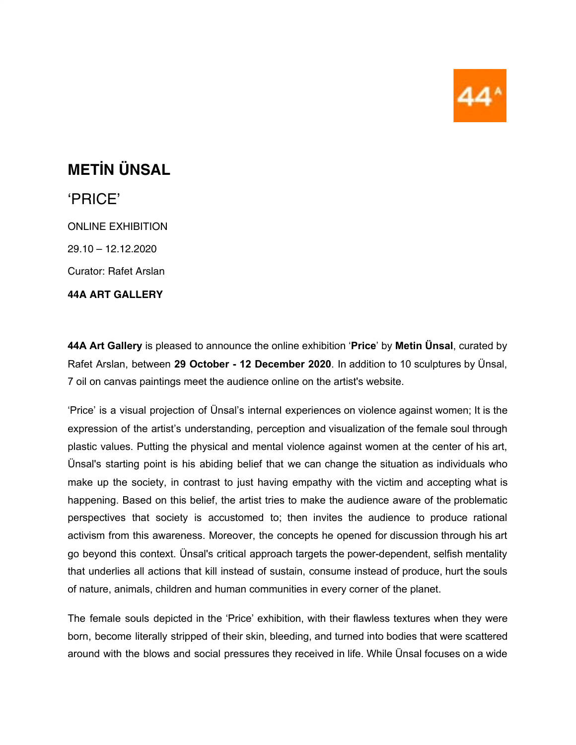# METİN ÜNSAL

## 'PRICE'

ONLINE EXHIBITION

29.10 – 12.12.2020

Curator: Rafet Arslan

**44A ART GALLERY**

**44A Art Gallery** is pleased to announce the online exhibition '**Price**' by **Metin Ünsal**, curated by Rafet Arslan, between **29 October - 12 December 2020**. In addition to 10 sculptures by Ünsal, 7 oil on canvas paintings meet the audience online on the artist's website.

'Price' is a visual projection of Ünsal's internal experiences on violence against women; It is the expression of the artist's understanding, perception and visualization of the female soul through plastic values. Putting the physical and mental violence against women at the center of his art, Ünsal's starting point is his abiding belief that we can change the situation as individuals who make up the society, in contrast to just having empathy with the victim and accepting what is happening. Based on this belief, the artist tries to make the audience aware of the problematic perspectives that society is accustomed to; then invites the audience to produce rational activism from this awareness. Moreover, the concepts he opened for discussion through his art go beyond this context. Ünsal's critical approach targets the power-dependent, selfish mentality that underlies all actions that kill instead of sustain, consume instead of produce, hurt the souls of nature, animals, children and human communities in every corner of the planet.

The female souls depicted in the 'Price' exhibition, with their flawless textures when they were born, become literally stripped of their skin, bleeding, and turned into bodies that were scattered around with the blows and social pressures they received in life. While Ünsal focuses on a wide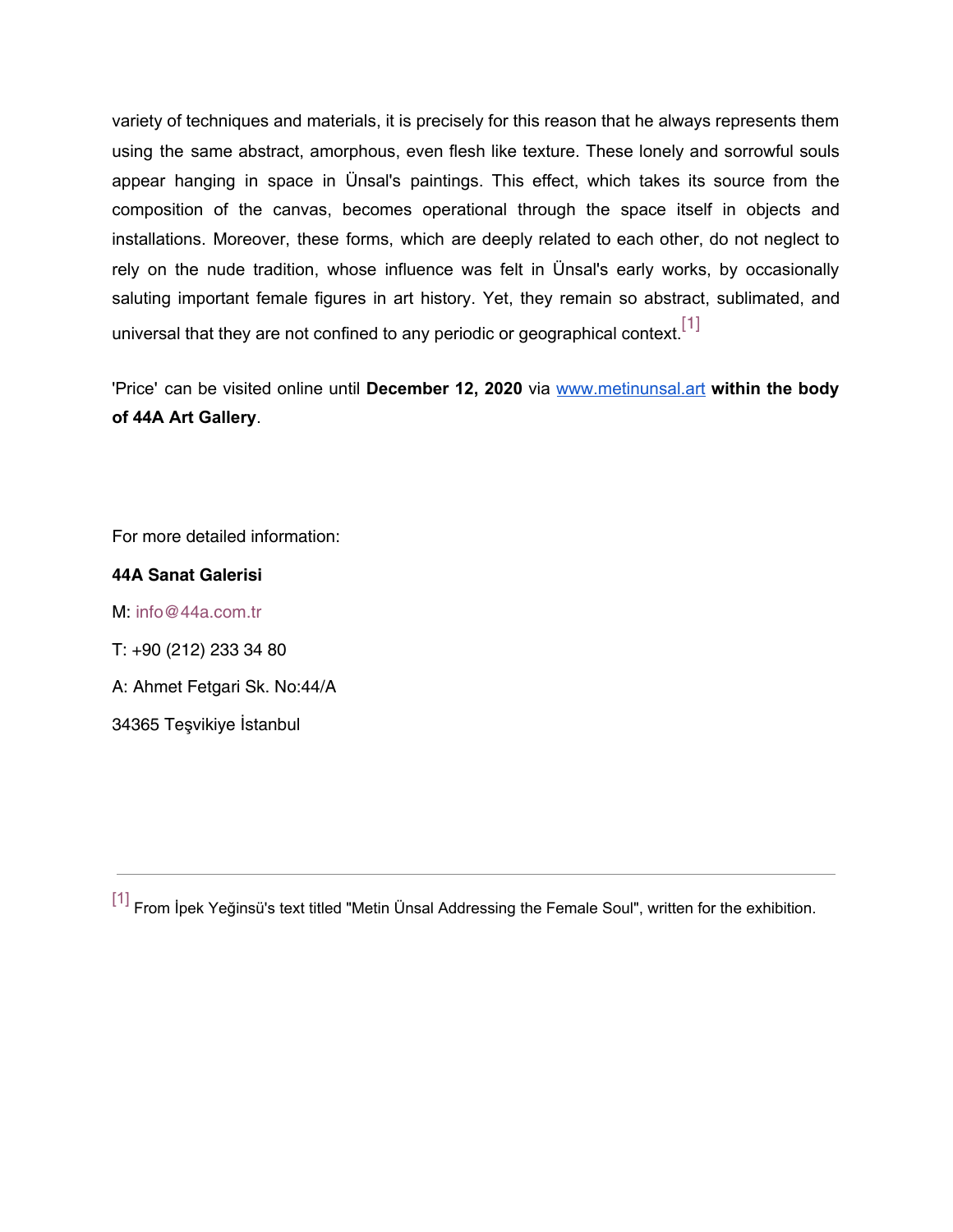variety of techniques and materials, it is precisely for this reason that he always represents them using the same abstract, amorphous, even flesh like texture. These lonely and sorrowful souls appear hanging in space in Ünsal's paintings. This effect, which takes its source from the composition of the canvas, becomes operational through the space itself in objects and installations. Moreover, these forms, which are deeply related to each other, do not neglect to rely on the nude tradition, whose influence was felt in Ünsal's early works, by occasionally saluting important female figures in art history. Yet, they remain so abstract, sublimated, and universal that they are not confined to any periodic or geographical context.[1]

'Price' can be visited online until **December 12, 2020** via [www.metinunsal.art](http://www.metinunsal.art) **within the body of 44A Art Gallery**.

For more detailed information:

**44A Sanat Galerisi**

M: info@44a.com.tr

T: +90 (212) 233 34 80

A: Ahmet Fetgari Sk. No:44/A

34365 Teşvikiye İstanbul

---

[1] From İpek Yeğinsü's text titled "Metin Ünsal Addressing the Female Soul", written for the exhibition.